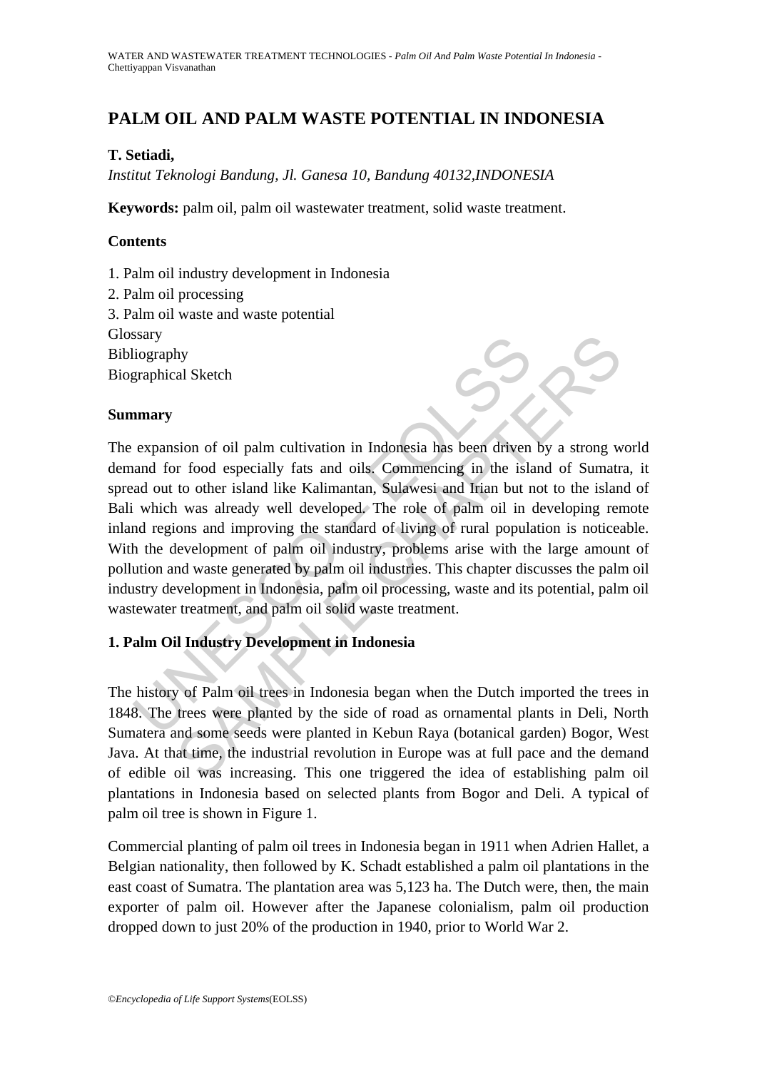# PALM OIL AND PALM WASTE POTENTIAL IN INDONESIA

**T. Setiadi,**

*Institut Teknologi Bandung, Jl. Ganesa 10, Bandung 40132,INDONESIA*

**Keywords:** palm oil, palm oil wastewater treatment, solid waste treatment.

## Contents

1. Palm oil industry development in Indonesia
2. Palm oil processing
3. Palm oil waste and waste potential

Glossary
Bibliography
Biographical Sketch

## Summary

The expansion of oil palm cultivation in Indonesia has been driven by a strong world demand for food especially fats and oils. Commencing in the island of Sumatra, it spread out to other island like Kalimantan, Sulawesi and Irian but not to the island of Bali which was already well developed. The role of palm oil in developing remote inland regions and improving the standard of living of rural population is noticeable. With the development of palm oil industry, problems arise with the large amount of pollution and waste generated by palm oil industries. This chapter discusses the palm oil industry development in Indonesia, palm oil processing, waste and its potential, palm oil wastewater treatment, and palm oil solid waste treatment.

## 1. Palm Oil Industry Development in Indonesia

The history of Palm oil trees in Indonesia began when the Dutch imported the trees in 1848. The trees were planted by the side of road as ornamental plants in Deli, North Sumatera and some seeds were planted in Kebun Raya (botanical garden) Bogor, West Java. At that time, the industrial revolution in Europe was at full pace and the demand of edible oil was increasing. This one triggered the idea of establishing palm oil plantations in Indonesia based on selected plants from Bogor and Deli. A typical of palm oil tree is shown in Figure 1.

Commercial planting of palm oil trees in Indonesia began in 1911 when Adrien Hallet, a Belgian nationality, then followed by K. Schadt established a palm oil plantations in the east coast of Sumatra. The plantation area was 5,123 ha. The Dutch were, then, the main exporter of palm oil. However after the Japanese colonialism, palm oil production dropped down to just 20% of the production in 1940, prior to World War 2.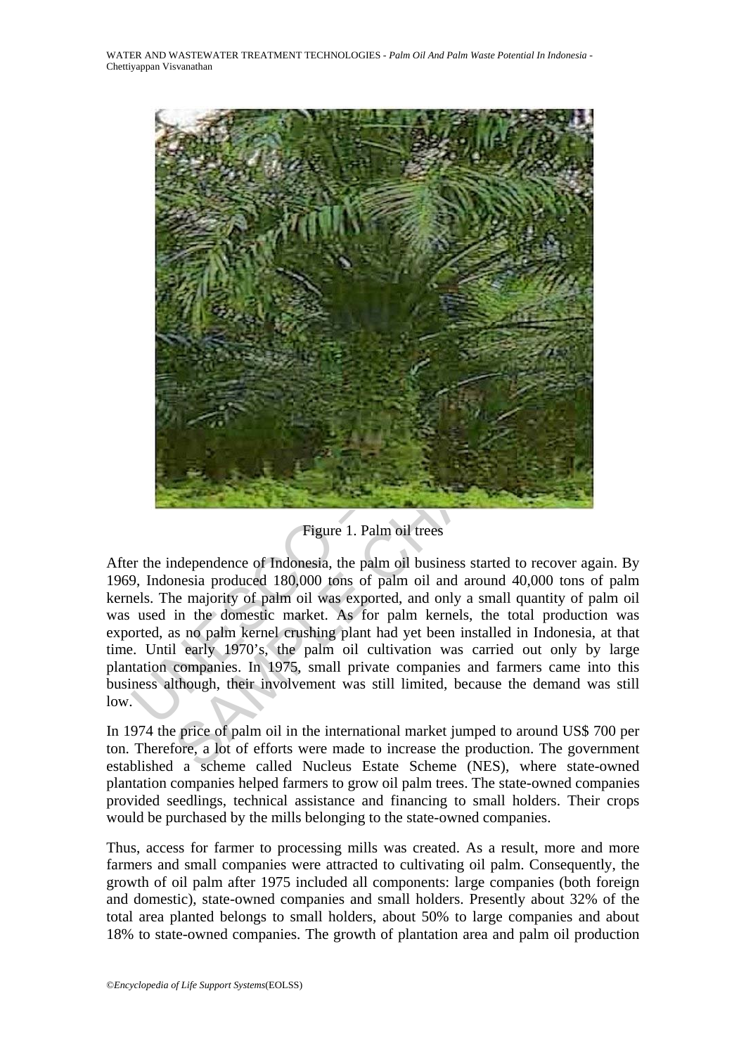Figure 1. Palm oil trees

After the independence of Indonesia, the palm oil business started to recover again. By 1969, Indonesia produced 180,000 tons of palm oil and around 40,000 tons of palm kernels. The majority of palm oil was exported, and only a small quantity of palm oil was used in the domestic market. As for palm kernels, the total production was exported, as no palm kernel crushing plant had yet been installed in Indonesia, at that time. Until early 1970's, the palm oil cultivation was carried out only by large plantation companies. In 1975, small private companies and farmers came into this business although, their involvement was still limited, because the demand was still low.

In 1974 the price of palm oil in the international market jumped to around US$ 700 per ton. Therefore, a lot of efforts were made to increase the production. The government established a scheme called Nucleus Estate Scheme (NES), where state-owned plantation companies helped farmers to grow oil palm trees. The state-owned companies provided seedlings, technical assistance and financing to small holders. Their crops would be purchased by the mills belonging to the state-owned companies.

Thus, access for farmer to processing mills was created. As a result, more and more farmers and small companies were attracted to cultivating oil palm. Consequently, the growth of oil palm after 1975 included all components: large companies (both foreign and domestic), state-owned companies and small holders. Presently about 32% of the total area planted belongs to small holders, about 50% to large companies and about 18% to state-owned companies. The growth of plantation area and palm oil production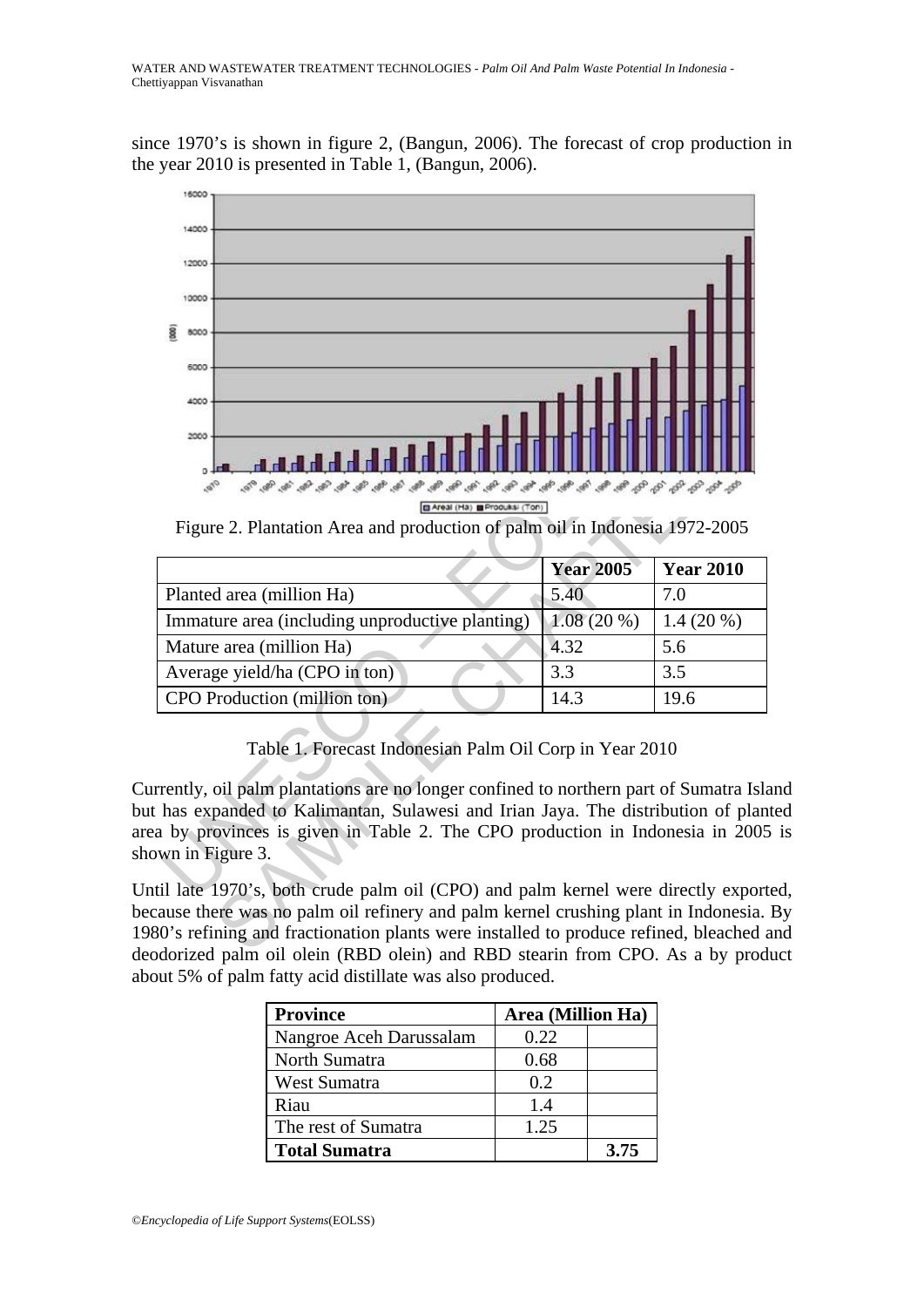since 1970's is shown in figure 2, (Bangun, 2006). The forecast of crop production in the year 2010 is presented in Table 1, (Bangun, 2006).

Figure 2. Plantation Area and production of palm oil in Indonesia 1972-2005

| | Year 2005 | Year 2010 |
|---|---|---|
| Planted area (million Ha) | 5.40 | 7.0 |
| Immature area (including unproductive planting) | 1.08 (20 %) | 1.4 (20 %) |
| Mature area (million Ha) | 4.32 | 5.6 |
| Average yield/ha (CPO in ton) | 3.3 | 3.5 |
| CPO Production (million ton) | 14.3 | 19.6 |

Table 1. Forecast Indonesian Palm Oil Corp in Year 2010

Currently, oil palm plantations are no longer confined to northern part of Sumatra Island but has expanded to Kalimantan, Sulawesi and Irian Jaya. The distribution of planted area by provinces is given in Table 2. The CPO production in Indonesia in 2005 is shown in Figure 3.

Until late 1970's, both crude palm oil (CPO) and palm kernel were directly exported, because there was no palm oil refinery and palm kernel crushing plant in Indonesia. By 1980's refining and fractionation plants were installed to produce refined, bleached and deodorized palm oil olein (RBD olein) and RBD stearin from CPO. As a by product about 5% of palm fatty acid distillate was also produced.

| Province | Area (Million Ha) | |
|---|---|---|
| Nangroe Aceh Darussalam | 0.22 | |
| North Sumatra | 0.68 | |
| West Sumatra | 0.2 | |
| Riau | 1.4 | |
| The rest of Sumatra | 1.25 | |
| **Total Sumatra** | | **3.75** |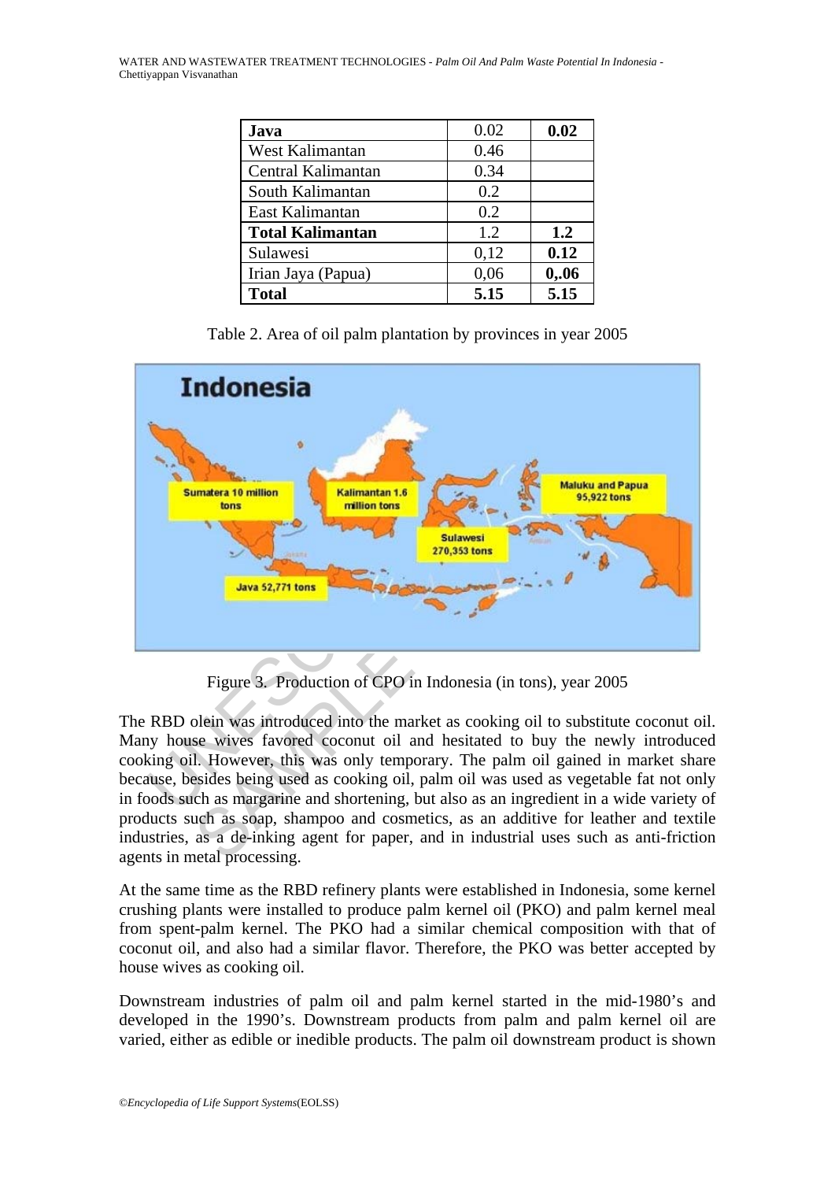| **Java** | 0.02 | **0.02** |
|---|---|---|
| West Kalimantan | 0.46 | |
| Central Kalimantan | 0.34 | |
| South Kalimantan | 0.2 | |
| East Kalimantan | 0.2 | |
| **Total Kalimantan** | 1.2 | **1.2** |
| Sulawesi | 0,12 | **0.12** |
| Irian Jaya (Papua) | 0,06 | **0,.06** |
| **Total** | **5.15** | **5.15** |

Table 2. Area of oil palm plantation by provinces in year 2005

Figure 3. Production of CPO in Indonesia (in tons), year 2005

The RBD olein was introduced into the market as cooking oil to substitute coconut oil. Many house wives favored coconut oil and hesitated to buy the newly introduced cooking oil. However, this was only temporary. The palm oil gained in market share because, besides being used as cooking oil, palm oil was used as vegetable fat not only in foods such as margarine and shortening, but also as an ingredient in a wide variety of products such as soap, shampoo and cosmetics, as an additive for leather and textile industries, as a de-inking agent for paper, and in industrial uses such as anti-friction agents in metal processing.

At the same time as the RBD refinery plants were established in Indonesia, some kernel crushing plants were installed to produce palm kernel oil (PKO) and palm kernel meal from spent-palm kernel. The PKO had a similar chemical composition with that of coconut oil, and also had a similar flavor. Therefore, the PKO was better accepted by house wives as cooking oil.

Downstream industries of palm oil and palm kernel started in the mid-1980's and developed in the 1990's. Downstream products from palm and palm kernel oil are varied, either as edible or inedible products. The palm oil downstream product is shown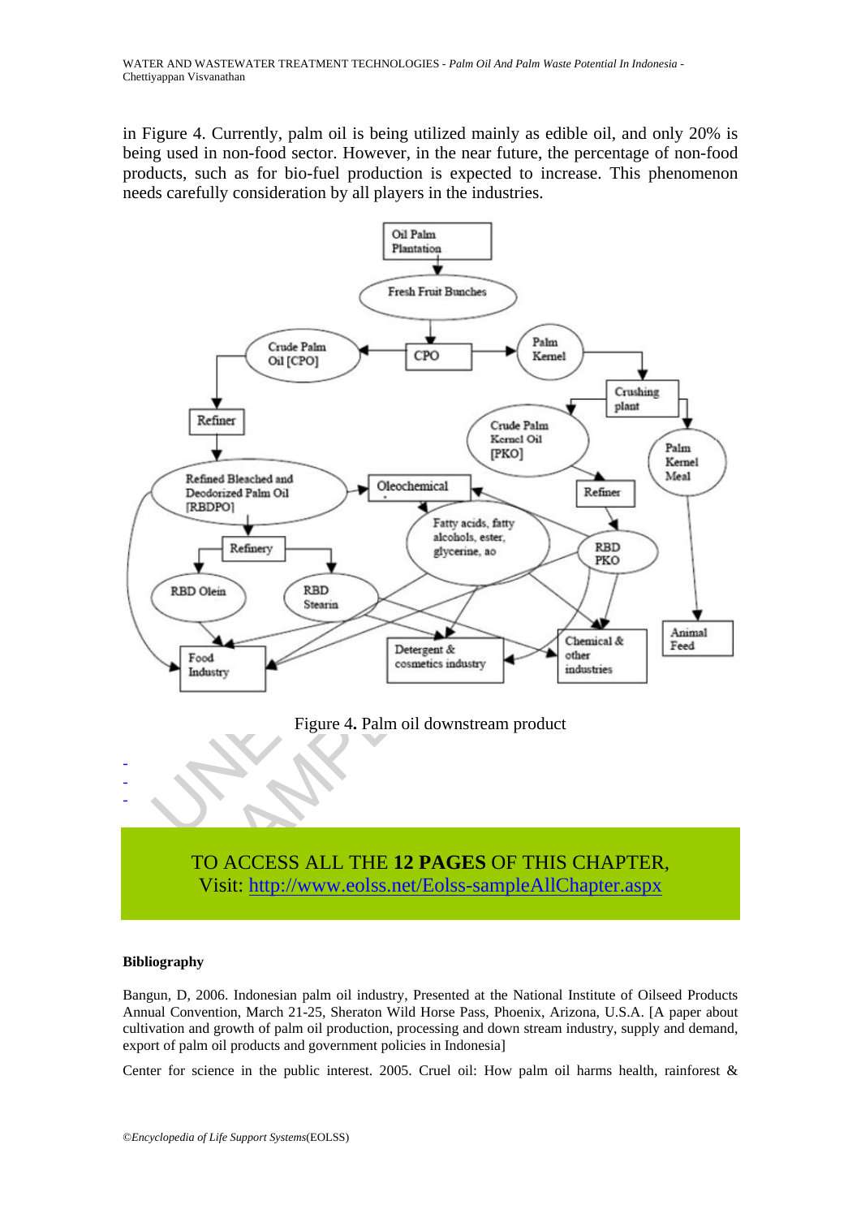in Figure 4. Currently, palm oil is being utilized mainly as edible oil, and only 20% is being used in non-food sector. However, in the near future, the percentage of non-food products, such as for bio-fuel production is expected to increase. This phenomenon needs carefully consideration by all players in the industries.

Figure 4. Palm oil downstream product

-
-
-

TO ACCESS ALL THE **12 PAGES** OF THIS CHAPTER,
Visit: http://www.eolss.net/Eolss-sampleAllChapter.aspx

**Bibliography**

Bangun, D, 2006. Indonesian palm oil industry, Presented at the National Institute of Oilseed Products Annual Convention, March 21-25, Sheraton Wild Horse Pass, Phoenix, Arizona, U.S.A. [A paper about cultivation and growth of palm oil production, processing and down stream industry, supply and demand, export of palm oil products and government policies in Indonesia]

Center for science in the public interest. 2005. Cruel oil: How palm oil harms health, rainforest &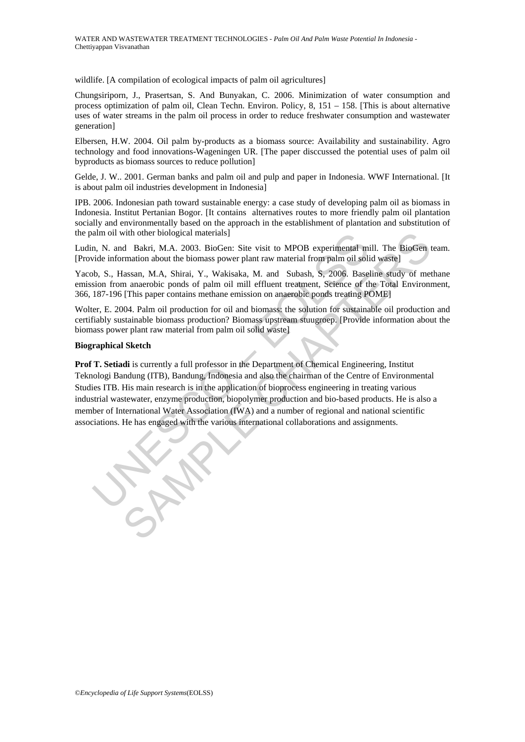wildlife. [A compilation of ecological impacts of palm oil agricultures]

Chungsiriporn, J., Prasertsan, S. And Bunyakan, C. 2006. Minimization of water consumption and process optimization of palm oil, Clean Techn. Environ. Policy, 8, 151 – 158. [This is about alternative uses of water streams in the palm oil process in order to reduce freshwater consumption and wastewater generation]

Elbersen, H.W. 2004. Oil palm by-products as a biomass source: Availability and sustainability. Agro technology and food innovations-Wageningen UR. [The paper disccussed the potential uses of palm oil byproducts as biomass sources to reduce pollution]

Gelde, J. W.. 2001. German banks and palm oil and pulp and paper in Indonesia. WWF International. [It is about palm oil industries development in Indonesia]

IPB. 2006. Indonesian path toward sustainable energy: a case study of developing palm oil as biomass in Indonesia. Institut Pertanian Bogor. [It contains alternatives routes to more friendly palm oil plantation socially and environmentally based on the approach in the establishment of plantation and substitution of the palm oil with other biological materials]

Ludin, N. and Bakri, M.A. 2003. BioGen: Site visit to MPOB experimental mill. The BioGen team. [Provide information about the biomass power plant raw material from palm oil solid waste]

Yacob, S., Hassan, M.A, Shirai, Y., Wakisaka, M. and Subash, S, 2006. Baseline study of methane emission from anaerobic ponds of palm oil mill effluent treatment, Science of the Total Environment, 366, 187-196 [This paper contains methane emission on anaerobic ponds treating POME]

Wolter, E. 2004. Palm oil production for oil and biomass: the solution for sustainable oil production and certifiably sustainable biomass production? Biomass upstream stuugroep. [Provide information about the biomass power plant raw material from palm oil solid waste]

**Biographical Sketch**

**Prof T. Setiadi** is currently a full professor in the Department of Chemical Engineering, Institut Teknologi Bandung (ITB), Bandung, Indonesia and also the chairman of the Centre of Environmental Studies ITB. His main research is in the application of bioprocess engineering in treating various industrial wastewater, enzyme production, biopolymer production and bio-based products. He is also a member of International Water Association (IWA) and a number of regional and national scientific associations. He has engaged with the various international collaborations and assignments.